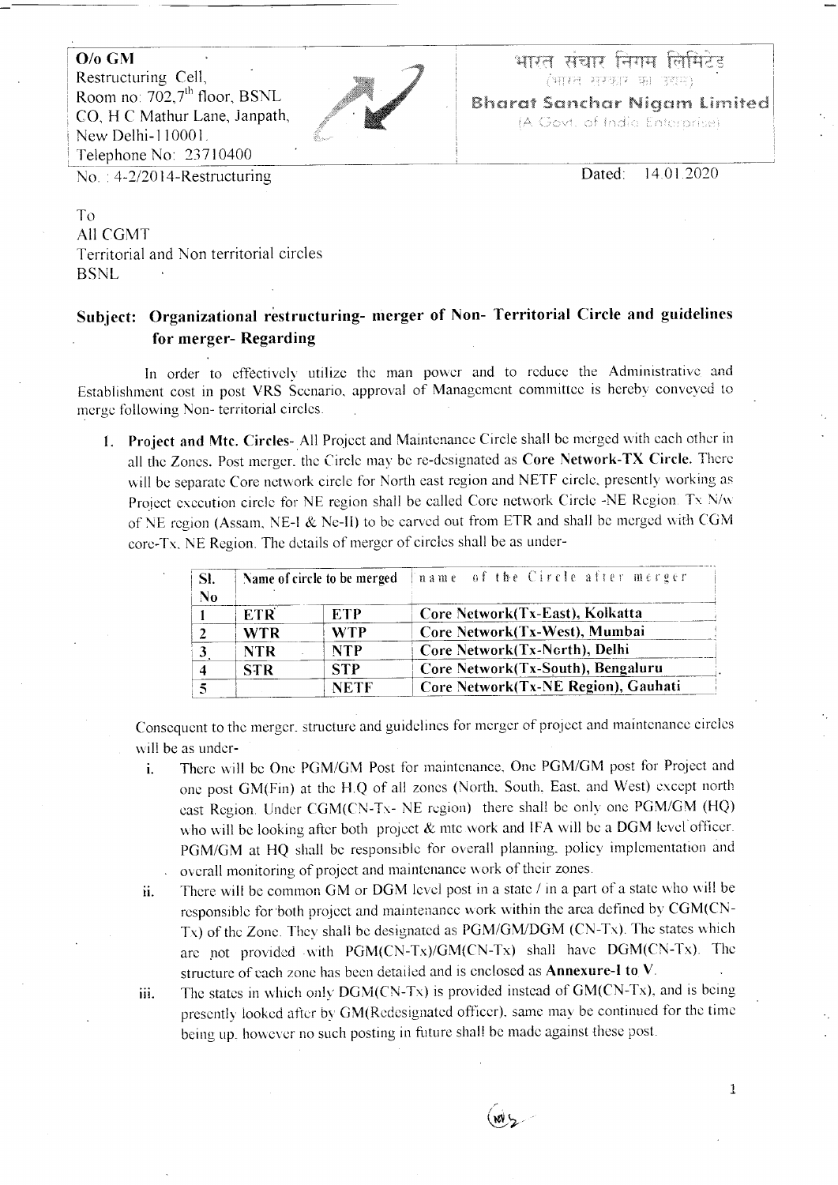**O/o GM**
Restructuring Cell,
Room no: 702, 7th floor, BSNL
CO, H C Mathur Lane, Janpath,
New Delhi-110001.
Telephone No: 23710400

भारत संचार निगम लिमिटेड
(भारत सरकार का उद्यम)
**Bharat Sanchar Nigam Limited**
(A Govt. of India Enterprise)

No. : 4-2/2014-Restructuring

Dated: 14.01.2020

To
All CGMT
Territorial and Non territorial circles
BSNL

## Subject: Organizational restructuring- merger of Non- Territorial Circle and guidelines for merger- Regarding

In order to effectively utilize the man power and to reduce the Administrative and Establishment cost in post VRS Scenario, approval of Management committee is hereby conveyed to merge following Non- territorial circles.

1. **Project and Mtc. Circles-** All Project and Maintenance Circle shall be merged with each other in all the Zones. Post merger, the Circle may be re-designated as **Core Network-TX Circle.** There will be separate Core network circle for North east region and NETF circle, presently working as Project execution circle for NE region shall be called Core network Circle -NE Region. Tx N/w of NE region (Assam, NE-I & Ne-II) to be carved out from ETR and shall be merged with CGM core-Tx. NE Region. The details of merger of circles shall be as under-

| Sl. No | Name of circle to be merged | | name of the Circle after merger |
|---|---|---|---|
| 1 | **ETR** | **ETP** | **Core Network(Tx-East), Kolkatta** |
| 2 | **WTR** | **WTP** | **Core Network(Tx-West), Mumbai** |
| 3 | **NTR** | **NTP** | **Core Network(Tx-North), Delhi** |
| 4 | **STR** | **STP** | **Core Network(Tx-South), Bengaluru** |
| 5 | | **NETF** | **Core Network(Tx-NE Region), Gauhati** |

Consequent to the merger, structure and guidelines for merger of project and maintenance circles will be as under-

i. There will be One PGM/GM Post for maintenance, One PGM/GM post for Project and one post GM(Fin) at the H.Q of all zones (North, South, East, and West) except north east Region. Under CGM(CN-Tx- NE region) there shall be only one PGM/GM (HQ) who will be looking after both project & mtc work and IFA will be a DGM level officer. PGM/GM at HQ shall be responsible for overall planning, policy implementation and overall monitoring of project and maintenance work of their zones.

ii. There will be common GM or DGM level post in a state / in a part of a state who will be responsible for both project and maintenance work within the area defined by CGM(CN-Tx) of the Zone. They shall be designated as PGM/GM/DGM (CN-Tx). The states which are not provided with PGM(CN-Tx)/GM(CN-Tx) shall have DGM(CN-Tx). The structure of each zone has been detailed and is enclosed as **Annexure-I to V**.

iii. The states in which only DGM(CN-Tx) is provided instead of GM(CN-Tx), and is being presently looked after by GM(Redesignated officer), same may be continued for the time being up, however no such posting in future shall be made against these post.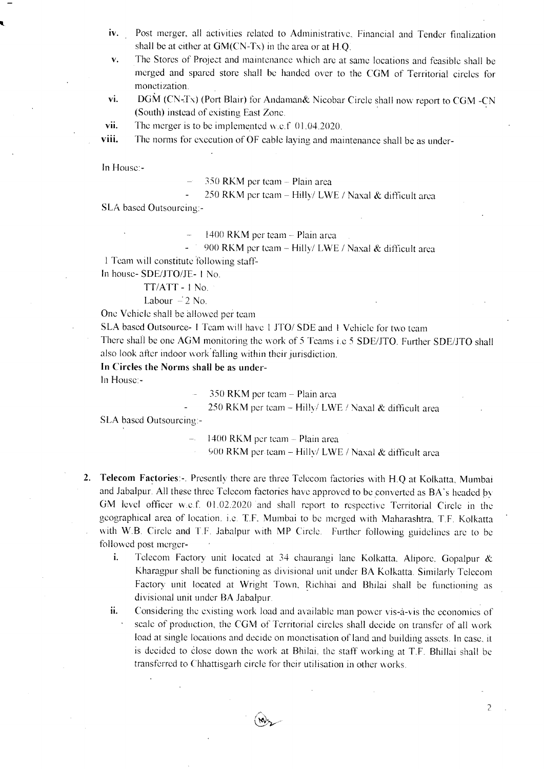iv. Post merger, all activities related to Administrative, Financial and Tender finalization shall be at either at GM(CN-Tx) in the area or at H.Q.

v. The Stores of Project and maintenance which are at same locations and feasible shall be merged and spared store shall be handed over to the CGM of Territorial circles for monetization.

vi. DGM (CN-Tx) (Port Blair) for Andaman& Nicobar Circle shall now report to CGM -CN (South) instead of existing East Zone.

vii. The merger is to be implemented w.e.f 01.04.2020.

viii. The norms for execution of OF cable laying and maintenance shall be as under-

In House:-

- 350 RKM per team – Plain area
- 250 RKM per team – Hilly/ LWE / Naxal & difficult area

SLA based Outsourcing:-

- 1400 RKM per team – Plain area
- 900 RKM per team – Hilly/ LWE / Naxal & difficult area

1 Team will constitute following staff-

In house- SDE/JTO/JE- 1 No.

TT/ATT - 1 No.

Labour – 2 No.

One Vehicle shall be allowed per team

SLA based Outsource- 1 Team will have 1 JTO/ SDE and 1 Vehicle for two team

There shall be one AGM monitoring the work of 5 Teams i.e 5 SDE/JTO. Further SDE/JTO shall also look after indoor work falling within their jurisdiction.

**In Circles the Norms shall be as under-**

In House:-

- 350 RKM per team – Plain area
- 250 RKM per team – Hilly/ LWE / Naxal & difficult area

SLA based Outsourcing:-

- 1400 RKM per team – Plain area
- 900 RKM per team – Hilly/ LWE / Naxal & difficult area

2. **Telecom Factories**:-. Presently there are three Telecom factories with H.Q at Kolkatta, Mumbai and Jabalpur. All these three Telecom factories have approved to be converted as BA's headed by GM level officer w.e.f. 01.02.2020 and shall report to respective Territorial Circle in the geographical area of location. i.e. T.F. Mumbai to be merged with Maharashtra, T.F. Kolkatta with W.B. Circle and T.F. Jabalpur with MP Circle. Further following guidelines are to be followed post merger-

    i. Telecom Factory unit located at 34 chaurangi lane Kolkatta, Alipore, Gopalpur & Kharagpur shall be functioning as divisional unit under BA Kolkatta. Similarly Telecom Factory unit located at Wright Town, Richhai and Bhilai shall be functioning as divisional unit under BA Jabalpur.

    ii. Considering the existing work load and available man power vis-à-vis the economies of scale of production, the CGM of Territorial circles shall decide on transfer of all work load at single locations and decide on monetisation of land and building assets. In case, it is decided to close down the work at Bhilai, the staff working at T.F. Bhillai shall be transferred to Chhattisgarh circle for their utilisation in other works.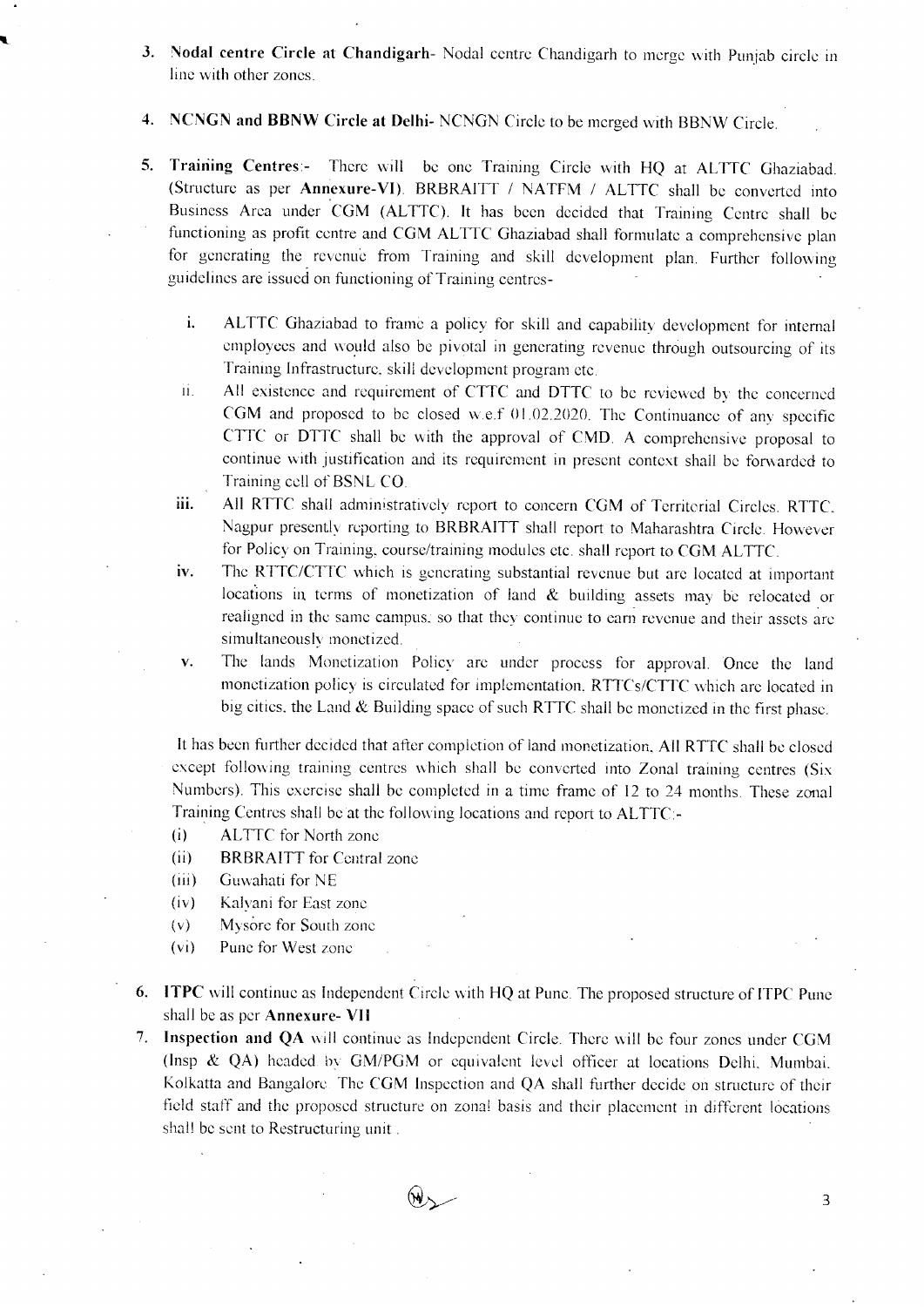3. **Nodal centre Circle at Chandigarh**- Nodal centre Chandigarh to merge with Punjab circle in line with other zones.

4. **NCNGN and BBNW Circle at Delhi**- NCNGN Circle to be merged with BBNW Circle.

5. **Training Centres**:- There will be one Training Circle with HQ at ALTTC Ghaziabad. (Structure as per **Annexure-VI**). BRBRAITT / NATFM / ALTTC shall be converted into Business Area under CGM (ALTTC). It has been decided that Training Centre shall be functioning as profit centre and CGM ALTTC Ghaziabad shall formulate a comprehensive plan for generating the revenue from Training and skill development plan. Further following guidelines are issued on functioning of Training centres-

   i. ALTTC Ghaziabad to frame a policy for skill and capability development for internal employees and would also be pivotal in generating revenue through outsourcing of its Training Infrastructure, skill development program etc.
   
   ii. All existence and requirement of CTTC and DTTC to be reviewed by the concerned CGM and proposed to be closed w.e.f 01.02.2020. The Continuance of any specific CTTC or DTTC shall be with the approval of CMD. A comprehensive proposal to continue with justification and its requirement in present context shall be forwarded to Training cell of BSNL CO.
   
   iii. All RTTC shall administratively report to concern CGM of Territorial Circles. RTTC, Nagpur presently reporting to BRBRAITT shall report to Maharashtra Circle. However for Policy on Training, course/training modules etc. shall report to CGM ALTTC.
   
   iv. The RTTC/CTTC which is generating substantial revenue but are located at important locations in terms of monetization of land & building assets may be relocated or realigned in the same campus, so that they continue to earn revenue and their assets are simultaneously monetized.
   
   v. The lands Monetization Policy are under process for approval. Once the land monetization policy is circulated for implementation, RTTCs/CTTC which are located in big cities, the Land & Building space of such RTTC shall be monetized in the first phase.

   It has been further decided that after completion of land monetization, All RTTC shall be closed except following training centres which shall be converted into Zonal training centres (Six Numbers). This exercise shall be completed in a time frame of 12 to 24 months. These zonal Training Centres shall be at the following locations and report to ALTTC:-

   (i) ALTTC for North zone
   (ii) BRBRAITT for Central zone
   (iii) Guwahati for NE
   (iv) Kalyani for East zone
   (v) Mysore for South zone
   (vi) Pune for West zone

6. **ITPC** will continue as Independent Circle with HQ at Pune. The proposed structure of ITPC Pune shall be as per **Annexure- VII**

7. **Inspection and QA** will continue as Independent Circle. There will be four zones under CGM (Insp & QA) headed by GM/PGM or equivalent level officer at locations Delhi, Mumbai, Kolkatta and Bangalore. The CGM Inspection and QA shall further decide on structure of their field staff and the proposed structure on zonal basis and their placement in different locations shall be sent to Restructuring unit.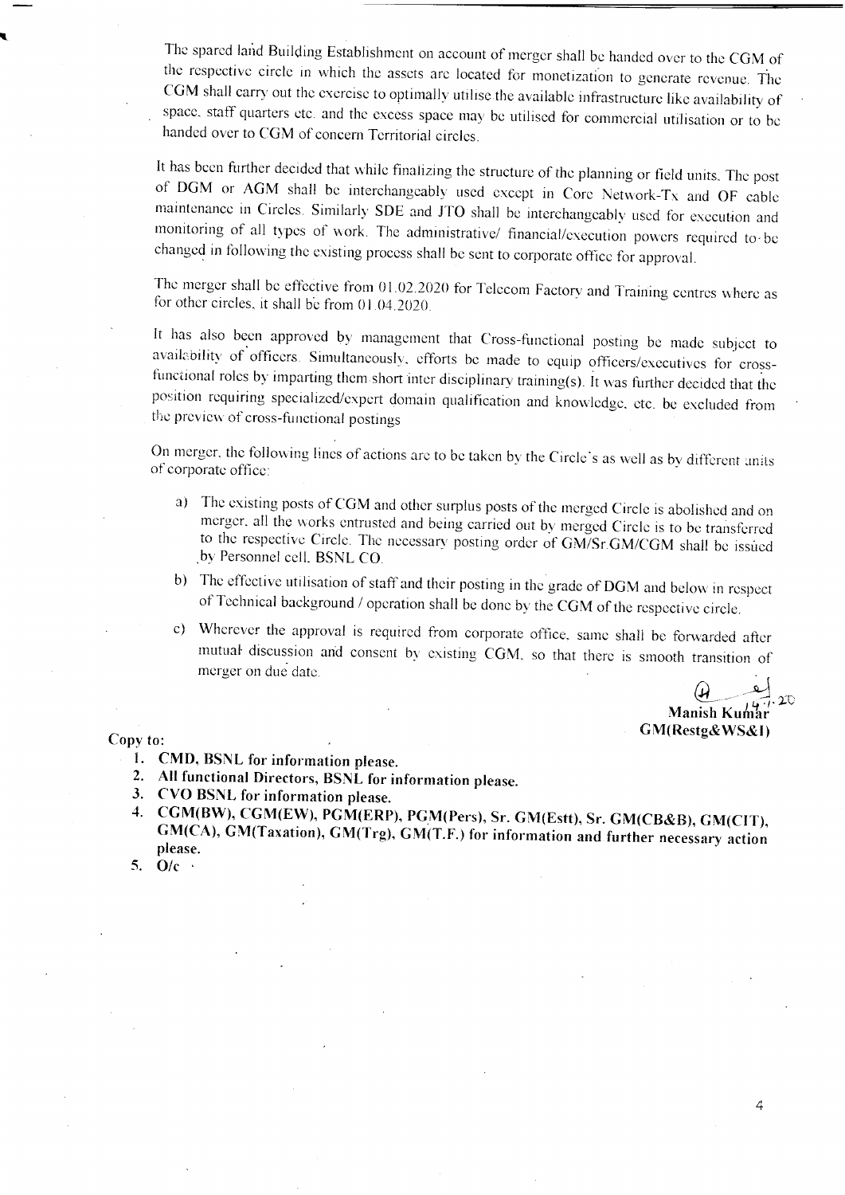The spared land Building Establishment on account of merger shall be handed over to the CGM of the respective circle in which the assets are located for monetization to generate revenue. The CGM shall carry out the exercise to optimally utilise the available infrastructure like availability of space, staff quarters etc. and the excess space may be utilised for commercial utilisation or to be handed over to CGM of concern Territorial circles.

It has been further decided that while finalizing the structure of the planning or field units. The post of DGM or AGM shall be interchangeably used except in Core Network-Tx and OF cable maintenance in Circles. Similarly SDE and JTO shall be interchangeably used for execution and monitoring of all types of work. The administrative/ financial/execution powers required to be changed in following the existing process shall be sent to corporate office for approval.

The merger shall be effective from 01.02.2020 for Telecom Factory and Training centres where as for other circles, it shall be from 01.04.2020.

It has also been approved by management that Cross-functional posting be made subject to availability of officers. Simultaneously, efforts be made to equip officers/executives for cross-functional roles by imparting them short inter disciplinary training(s). It was further decided that the position requiring specialized/expert domain qualification and knowledge, etc. be excluded from the preview of cross-functional postings

On merger, the following lines of actions are to be taken by the Circle's as well as by different units of corporate office:

a) The existing posts of CGM and other surplus posts of the merged Circle is abolished and on merger, all the works entrusted and being carried out by merged Circle is to be transferred to the respective Circle. The necessary posting order of GM/Sr.GM/CGM shall be issued by Personnel cell, BSNL CO.

b) The effective utilisation of staff and their posting in the grade of DGM and below in respect of Technical background / operation shall be done by the CGM of the respective circle.

c) Wherever the approval is required from corporate office, same shall be forwarded after mutual discussion and consent by existing CGM, so that there is smooth transition of merger on due date.

14.1.20

**Manish Kumar**
**GM(Restg&WS&I)**

Copy to:

1. **CMD, BSNL for information please.**
2. **All functional Directors, BSNL for information please.**
3. **CVO BSNL for information please.**
4. **CGM(BW), CGM(EW), PGM(ERP), PGM(Pers), Sr. GM(Estt), Sr. GM(CB&B), GM(CIT), GM(CA), GM(Taxation), GM(Trg), GM(T.F.) for information and further necessary action please.**
5. **O/c**